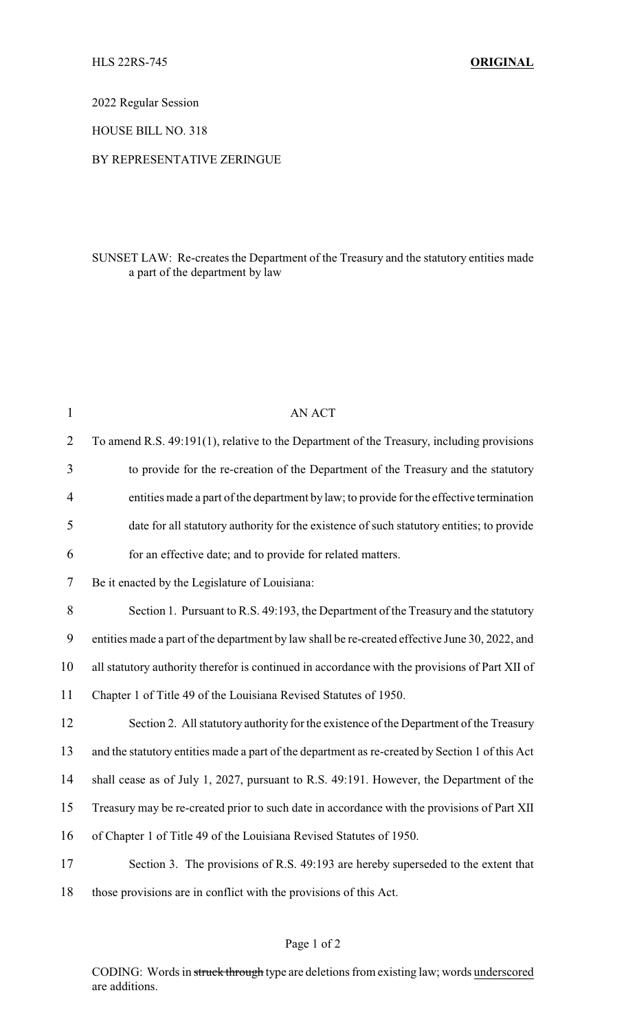HLS 22RS-745 **ORIGINAL**

2022 Regular Session

HOUSE BILL NO. 318

BY REPRESENTATIVE ZERINGUE

SUNSET LAW: Re-creates the Department of the Treasury and the statutory entities made a part of the department by law

AN ACT

To amend R.S. 49:191(1), relative to the Department of the Treasury, including provisions to provide for the re-creation of the Department of the Treasury and the statutory entities made a part of the department by law; to provide for the effective termination date for all statutory authority for the existence of such statutory entities; to provide for an effective date; and to provide for related matters.

Be it enacted by the Legislature of Louisiana:

Section 1. Pursuant to R.S. 49:193, the Department of the Treasury and the statutory entities made a part of the department by law shall be re-created effective June 30, 2022, and all statutory authority therefor is continued in accordance with the provisions of Part XII of Chapter 1 of Title 49 of the Louisiana Revised Statutes of 1950.

Section 2. All statutory authority for the existence of the Department of the Treasury and the statutory entities made a part of the department as re-created by Section 1 of this Act shall cease as of July 1, 2027, pursuant to R.S. 49:191. However, the Department of the Treasury may be re-created prior to such date in accordance with the provisions of Part XII of Chapter 1 of Title 49 of the Louisiana Revised Statutes of 1950.

Section 3. The provisions of R.S. 49:193 are hereby superseded to the extent that those provisions are in conflict with the provisions of this Act.

CODING: Words in ~~struck through~~ type are deletions from existing law; words underscored are additions.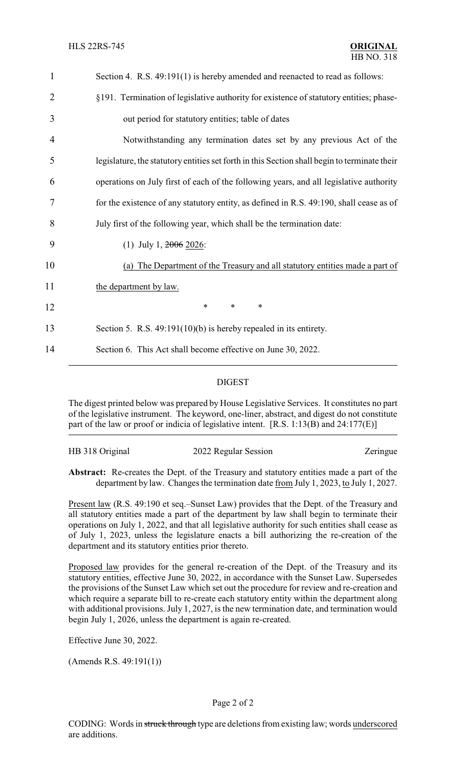Section 4. R.S. 49:191(1) is hereby amended and reenacted to read as follows:

§191. Termination of legislative authority for existence of statutory entities; phase-out period for statutory entities; table of dates

Notwithstanding any termination dates set by any previous Act of the legislature, the statutory entities set forth in this Section shall begin to terminate their operations on July first of each of the following years, and all legislative authority for the existence of any statutory entity, as defined in R.S. 49:190, shall cease as of July first of the following year, which shall be the termination date:

(1) July 1, ~~2006~~ 2026:

(a) The Department of the Treasury and all statutory entities made a part of the department by law.

\* \* \*

Section 5. R.S. 49:191(10)(b) is hereby repealed in its entirety.

Section 6. This Act shall become effective on June 30, 2022.

## DIGEST

The digest printed below was prepared by House Legislative Services. It constitutes no part of the legislative instrument. The keyword, one-liner, abstract, and digest do not constitute part of the law or proof or indicia of legislative intent. [R.S. 1:13(B) and 24:177(E)]

| HB 318 Original | 2022 Regular Session | Zeringue |
|---|---|---|

**Abstract:** Re-creates the Dept. of the Treasury and statutory entities made a part of the department by law. Changes the termination date from July 1, 2023, to July 1, 2027.

Present law (R.S. 49:190 et seq.–Sunset Law) provides that the Dept. of the Treasury and all statutory entities made a part of the department by law shall begin to terminate their operations on July 1, 2022, and that all legislative authority for such entities shall cease as of July 1, 2023, unless the legislature enacts a bill authorizing the re-creation of the department and its statutory entities prior thereto.

Proposed law provides for the general re-creation of the Dept. of the Treasury and its statutory entities, effective June 30, 2022, in accordance with the Sunset Law. Supersedes the provisions of the Sunset Law which set out the procedure for review and re-creation and which require a separate bill to re-create each statutory entity within the department along with additional provisions. July 1, 2027, is the new termination date, and termination would begin July 1, 2026, unless the department is again re-created.

Effective June 30, 2022.

(Amends R.S. 49:191(1))

CODING: Words in ~~struck through~~ type are deletions from existing law; words underscored are additions.